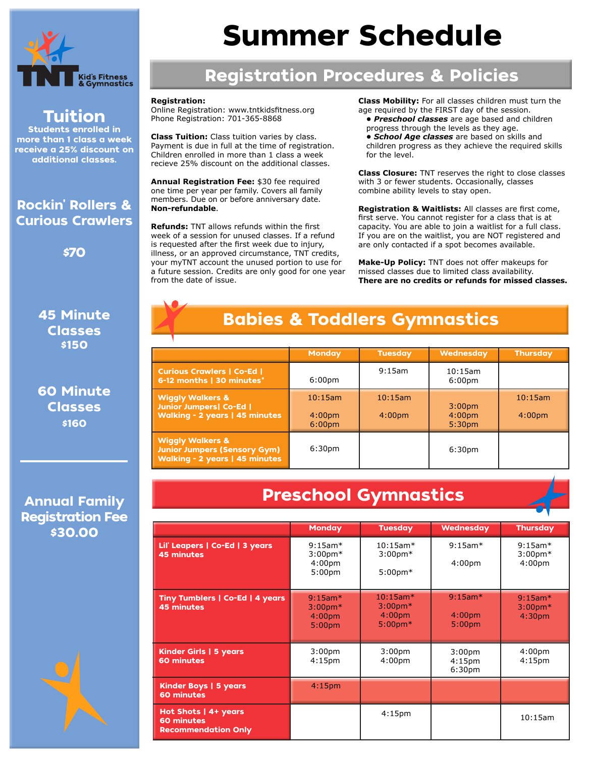# Summer Schedule

**TNT Kid's Fitness & Gymnastics**

## Tuition

**Students enrolled in more than 1 class a week receive a 25% discount on additional classes.**

**Rockin' Rollers & Curious Crawlers**

**$70**

**45 Minute Classes**

**$150**

**60 Minute Classes**

**$160**

**Annual Family Registration Fee $30.00**

## Registration Procedures & Policies

**Registration:**
Online Registration: www.tntkidsfitness.org
Phone Registration: 701-365-8868

**Class Tuition:** Class tuition varies by class. Payment is due in full at the time of registration. Children enrolled in more than 1 class a week recieve 25% discount on the additional classes.

**Annual Registration Fee:** $30 fee required one time per year per family. Covers all family members. Due on or before anniversary date. **Non-refundable**.

**Refunds:** TNT allows refunds within the first week of a session for unused classes. If a refund is requested after the first week due to injury, illness, or an approved circumstance, TNT credits, your myTNT account the unused portion to use for a future session. Credits are only good for one year from the date of issue.

**Class Mobility:** For all classes children must turn the age required by the FIRST day of the session.

- ***Preschool classes*** are age based and children progress through the levels as they age.
- ***School Age classes*** are based on skills and children progress as they achieve the required skills for the level.

**Class Closure:** TNT reserves the right to close classes with 3 or fewer students. Occasionally, classes combine ability levels to stay open.

**Registration & Waitlists:** All classes are first come, first serve. You cannot register for a class that is at capacity. You are able to join a waitlist for a full class. If you are on the waitlist, you are NOT registered and are only contacted if a spot becomes available.

**Make-Up Policy:** TNT does not offer makeups for missed classes due to limited class availability.
**There are no credits or refunds for missed classes.**

## Babies & Toddlers Gymnastics

| | Monday | Tuesday | Wednesday | Thursday |
|---|---|---|---|---|
| Curious Crawlers \| Co-Ed \| 6-12 months \| 30 minutes* | 6:00pm | 9:15am | 10:15am<br>6:00pm | |
| Wiggly Walkers & Junior Jumpers\| Co-Ed \| Walking - 2 years \| 45 minutes | 10:15am<br>4:00pm<br>6:00pm | 10:15am<br>4:00pm | 3:00pm<br>4:00pm<br>5:30pm | 10:15am<br>4:00pm |
| Wiggly Walkers & Junior Jumpers (Sensory Gym) Walking - 2 years \| 45 minutes | 6:30pm | | 6:30pm | |

## Preschool Gymnastics

| | Monday | Tuesday | Wednesday | Thursday |
|---|---|---|---|---|
| Lil' Leapers \| Co-Ed \| 3 years 45 minutes | 9:15am*<br>3:00pm*<br>4:00pm<br>5:00pm | 10:15am*<br>3:00pm*<br>5:00pm* | 9:15am*<br>4:00pm | 9:15am*<br>3:00pm*<br>4:00pm |
| Tiny Tumblers \| Co-Ed \| 4 years 45 minutes | 9:15am*<br>3:00pm*<br>4:00pm<br>5:00pm | 10:15am*<br>3:00pm*<br>4:00pm<br>5:00pm* | 9:15am*<br>4:00pm<br>5:00pm | 9:15am*<br>3:00pm*<br>4:30pm |
| Kinder Girls \| 5 years 60 minutes | 3:00pm<br>4:15pm | 3:00pm<br>4:00pm | 3:00pm<br>4:15pm<br>6:30pm | 4:00pm<br>4:15pm |
| Kinder Boys \| 5 years 60 minutes | 4:15pm | | | |
| Hot Shots \| 4+ years 60 minutes Recommendation Only | | 4:15pm | | 10:15am |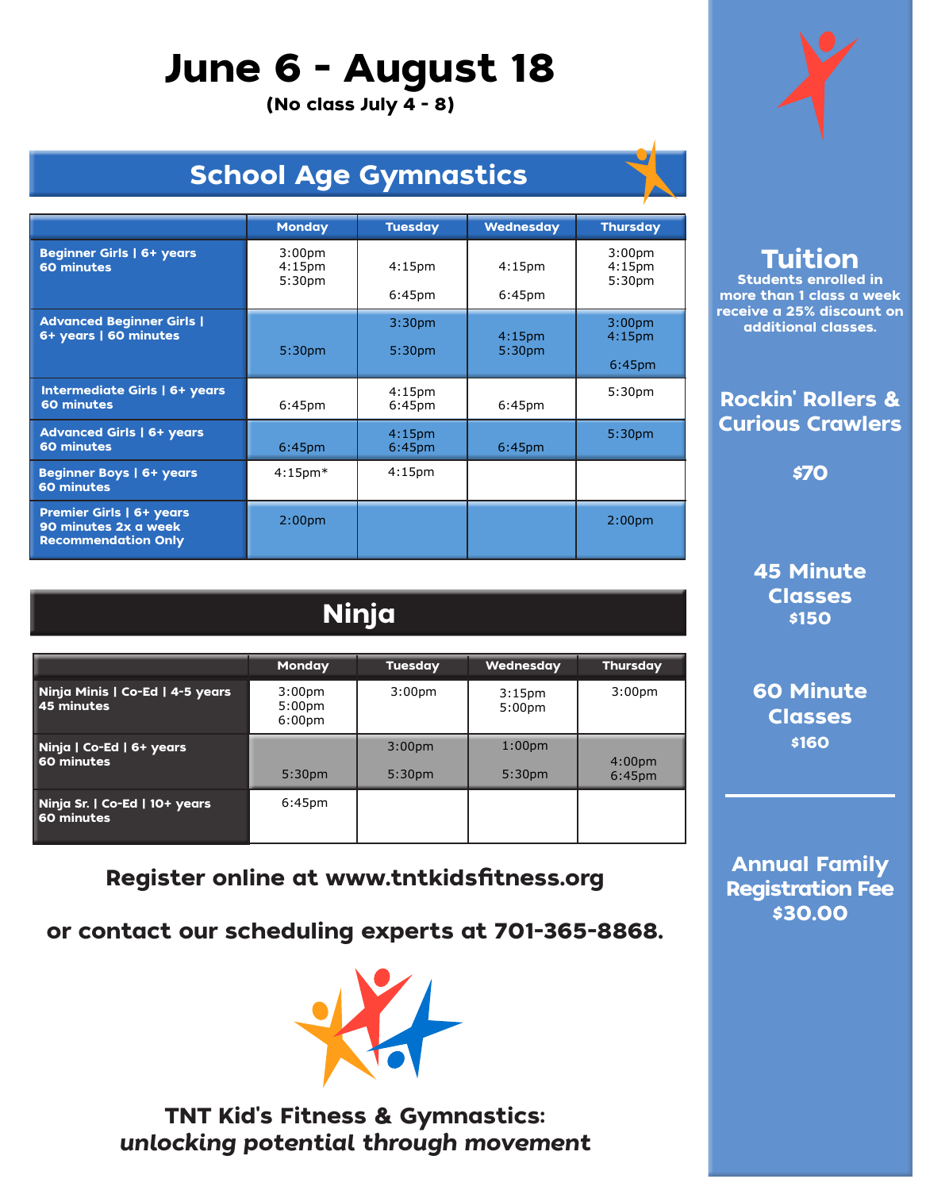# June 6 - August 18

**(No class July 4 - 8)**

## School Age Gymnastics

| | Monday | Tuesday | Wednesday | Thursday |
|---|---|---|---|---|
| **Beginner Girls \| 6+ years 60 minutes** | 3:00pm 4:15pm 5:30pm | 4:15pm 6:45pm | 4:15pm 6:45pm | 3:00pm 4:15pm 5:30pm |
| **Advanced Beginner Girls \| 6+ years \| 60 minutes** | 5:30pm | 3:30pm 5:30pm | 4:15pm 5:30pm | 3:00pm 4:15pm 6:45pm |
| **Intermediate Girls \| 6+ years 60 minutes** | 6:45pm | 4:15pm 6:45pm | 6:45pm | 5:30pm |
| **Advanced Girls \| 6+ years 60 minutes** | 6:45pm | 4:15pm 6:45pm | 6:45pm | 5:30pm |
| **Beginner Boys \| 6+ years 60 minutes** | 4:15pm* | 4:15pm | | |
| **Premier Girls \| 6+ years 90 minutes 2x a week Recommendation Only** | 2:00pm | | | 2:00pm |

## Ninja

| | Monday | Tuesday | Wednesday | Thursday |
|---|---|---|---|---|
| **Ninja Minis \| Co-Ed \| 4-5 years 45 minutes** | 3:00pm 5:00pm 6:00pm | 3:00pm | 3:15pm 5:00pm | 3:00pm |
| **Ninja \| Co-Ed \| 6+ years 60 minutes** | 5:30pm | 3:00pm 5:30pm | 1:00pm 5:30pm | 4:00pm 6:45pm |
| **Ninja Sr. \| Co-Ed \| 10+ years 60 minutes** | 6:45pm | | | |

**Register online at www.tntkidsfitness.org**

**or contact our scheduling experts at 701-365-8868.**

**TNT Kid's Fitness & Gymnastics:**
***unlocking potential through movement***

## Tuition

**Students enrolled in more than 1 class a week receive a 25% discount on additional classes.**

### Rockin' Rollers & Curious Crawlers

**$70**

### 45 Minute Classes

**$150**

### 60 Minute Classes

**$160**

### Annual Family Registration Fee

**$30.00**